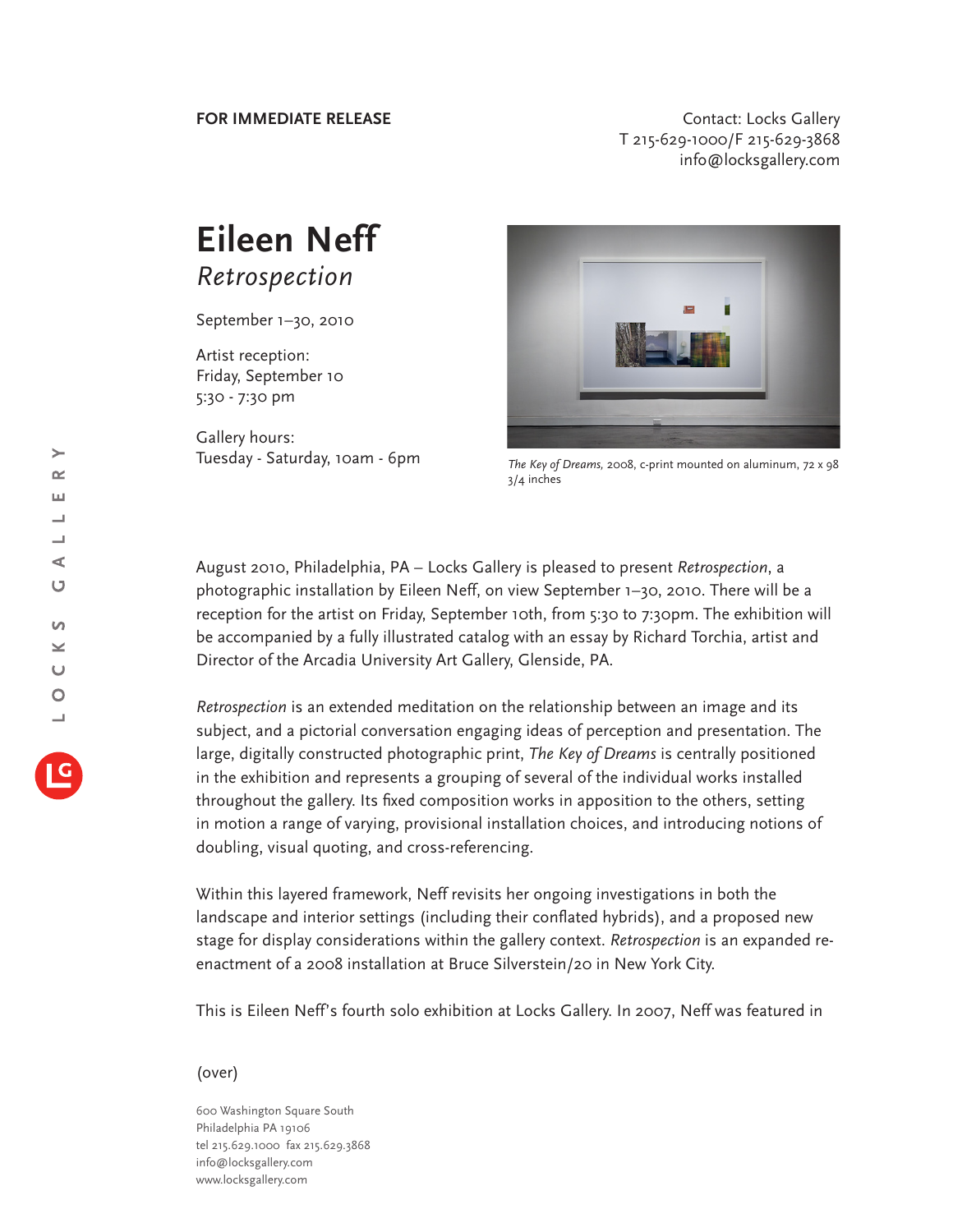**FOR IMMEDIATE RELEASE**

Contact: Locks Gallery
T 215-629-1000/F 215-629-3868
info@locksgallery.com

# Eileen Neff

## *Retrospection*

September 1–30, 2010

Artist reception:
Friday, September 10
5:30 - 7:30 pm

Gallery hours:
Tuesday - Saturday, 10am - 6pm

*The Key of Dreams*, 2008, c-print mounted on aluminum, 72 x 98 3/4 inches

August 2010, Philadelphia, PA – Locks Gallery is pleased to present *Retrospection*, a photographic installation by Eileen Neff, on view September 1–30, 2010. There will be a reception for the artist on Friday, September 10th, from 5:30 to 7:30pm. The exhibition will be accompanied by a fully illustrated catalog with an essay by Richard Torchia, artist and Director of the Arcadia University Art Gallery, Glenside, PA.

*Retrospection* is an extended meditation on the relationship between an image and its subject, and a pictorial conversation engaging ideas of perception and presentation. The large, digitally constructed photographic print, *The Key of Dreams* is centrally positioned in the exhibition and represents a grouping of several of the individual works installed throughout the gallery. Its fixed composition works in apposition to the others, setting in motion a range of varying, provisional installation choices, and introducing notions of doubling, visual quoting, and cross-referencing.

Within this layered framework, Neff revisits her ongoing investigations in both the landscape and interior settings (including their conflated hybrids), and a proposed new stage for display considerations within the gallery context. *Retrospection* is an expanded re-enactment of a 2008 installation at Bruce Silverstein/20 in New York City.

This is Eileen Neff's fourth solo exhibition at Locks Gallery. In 2007, Neff was featured in

(over)

600 Washington Square South
Philadelphia PA 19106
tel 215.629.1000 fax 215.629.3868
info@locksgallery.com
www.locksgallery.com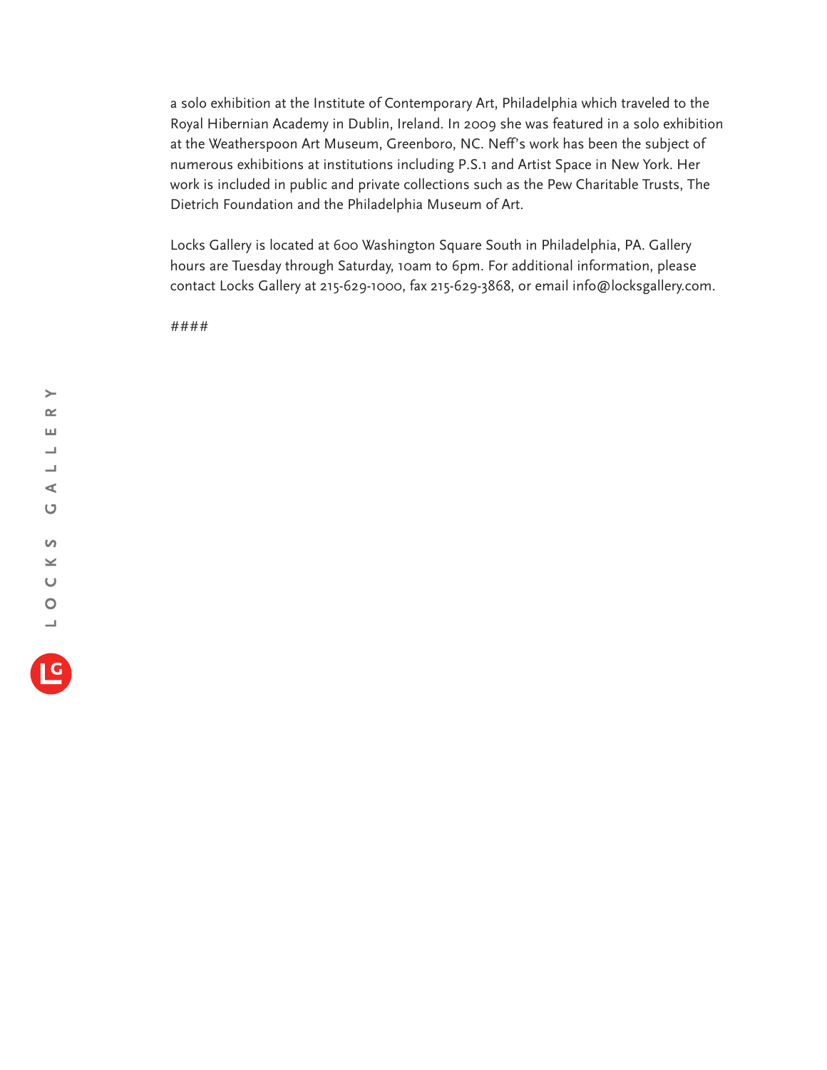a solo exhibition at the Institute of Contemporary Art, Philadelphia which traveled to the Royal Hibernian Academy in Dublin, Ireland. In 2009 she was featured in a solo exhibition at the Weatherspoon Art Museum, Greenboro, NC. Neff's work has been the subject of numerous exhibitions at institutions including P.S.1 and Artist Space in New York. Her work is included in public and private collections such as the Pew Charitable Trusts, The Dietrich Foundation and the Philadelphia Museum of Art.

Locks Gallery is located at 600 Washington Square South in Philadelphia, PA. Gallery hours are Tuesday through Saturday, 10am to 6pm. For additional information, please contact Locks Gallery at 215-629-1000, fax 215-629-3868, or email info@locksgallery.com.

####